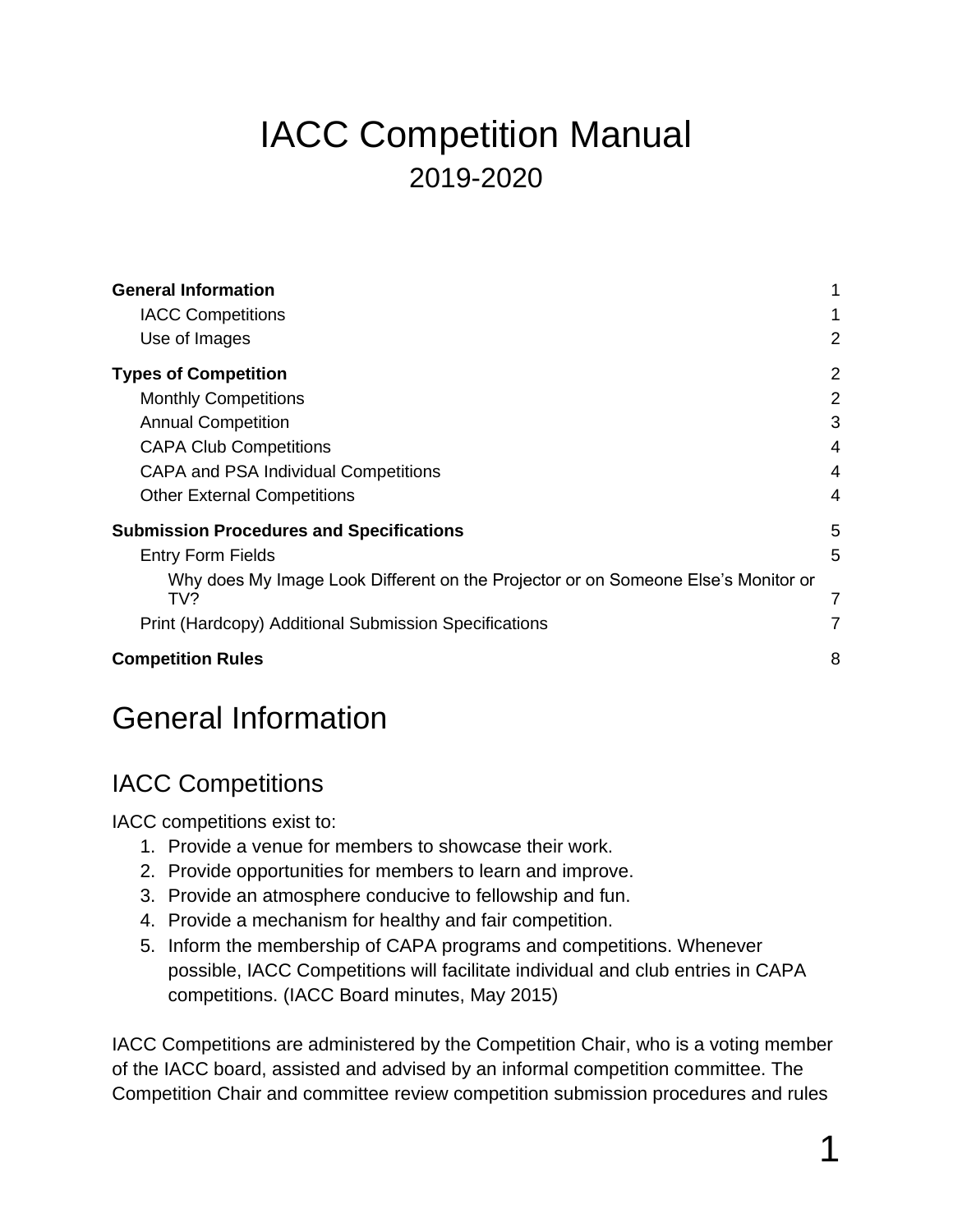# IACC Competition Manual

2019-2020

**General Information** 1
- IACC Competitions 1
- Use of Images 2

**Types of Competition** 2
- Monthly Competitions 2
- Annual Competition 3
- CAPA Club Competitions 4
- CAPA and PSA Individual Competitions 4
- Other External Competitions 4

**Submission Procedures and Specifications** 5
- Entry Form Fields 5
  - Why does My Image Look Different on the Projector or on Someone Else's Monitor or TV? 7
- Print (Hardcopy) Additional Submission Specifications 7

**Competition Rules** 8

# General Information

## IACC Competitions

IACC competitions exist to:

1. Provide a venue for members to showcase their work.
2. Provide opportunities for members to learn and improve.
3. Provide an atmosphere conducive to fellowship and fun.
4. Provide a mechanism for healthy and fair competition.
5. Inform the membership of CAPA programs and competitions. Whenever possible, IACC Competitions will facilitate individual and club entries in CAPA competitions. (IACC Board minutes, May 2015)

IACC Competitions are administered by the Competition Chair, who is a voting member of the IACC board, assisted and advised by an informal competition committee. The Competition Chair and committee review competition submission procedures and rules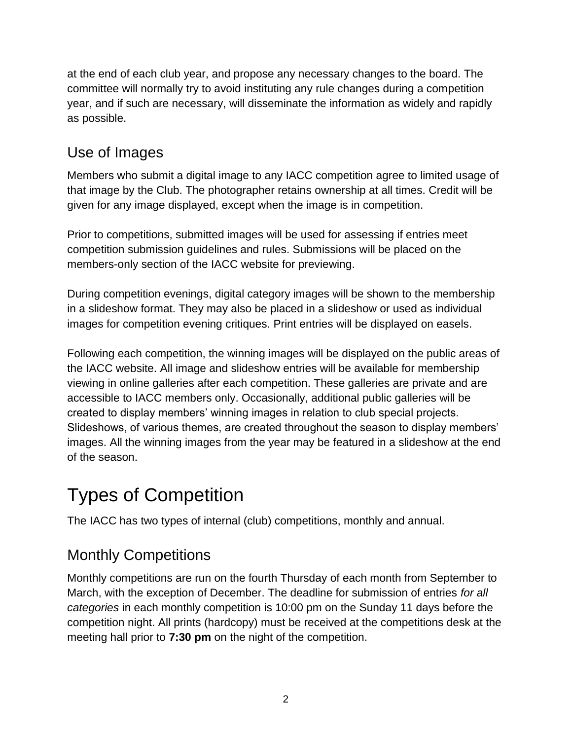at the end of each club year, and propose any necessary changes to the board. The committee will normally try to avoid instituting any rule changes during a competition year, and if such are necessary, will disseminate the information as widely and rapidly as possible.

## Use of Images

Members who submit a digital image to any IACC competition agree to limited usage of that image by the Club. The photographer retains ownership at all times. Credit will be given for any image displayed, except when the image is in competition.

Prior to competitions, submitted images will be used for assessing if entries meet competition submission guidelines and rules. Submissions will be placed on the members-only section of the IACC website for previewing.

During competition evenings, digital category images will be shown to the membership in a slideshow format. They may also be placed in a slideshow or used as individual images for competition evening critiques. Print entries will be displayed on easels.

Following each competition, the winning images will be displayed on the public areas of the IACC website. All image and slideshow entries will be available for membership viewing in online galleries after each competition. These galleries are private and are accessible to IACC members only. Occasionally, additional public galleries will be created to display members' winning images in relation to club special projects. Slideshows, of various themes, are created throughout the season to display members' images. All the winning images from the year may be featured in a slideshow at the end of the season.

# Types of Competition

The IACC has two types of internal (club) competitions, monthly and annual.

## Monthly Competitions

Monthly competitions are run on the fourth Thursday of each month from September to March, with the exception of December. The deadline for submission of entries *for all categories* in each monthly competition is 10:00 pm on the Sunday 11 days before the competition night. All prints (hardcopy) must be received at the competitions desk at the meeting hall prior to **7:30 pm** on the night of the competition.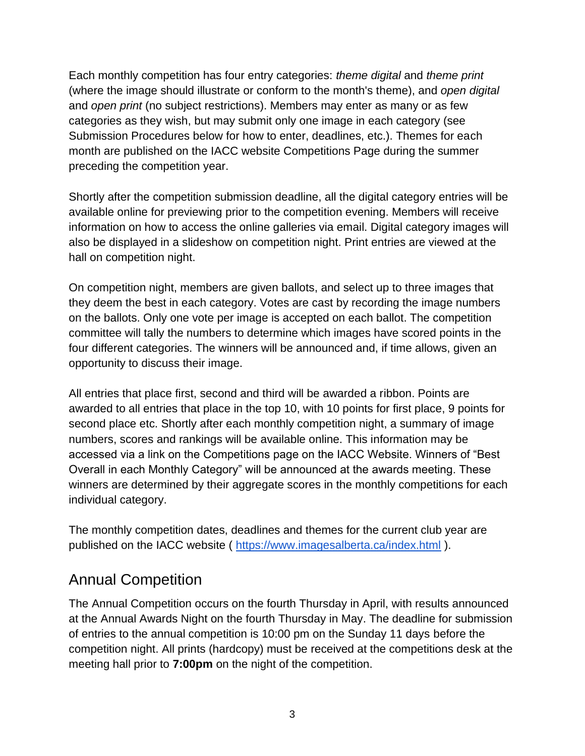Each monthly competition has four entry categories: *theme digital* and *theme print* (where the image should illustrate or conform to the month's theme), and *open digital* and *open print* (no subject restrictions). Members may enter as many or as few categories as they wish, but may submit only one image in each category (see Submission Procedures below for how to enter, deadlines, etc.). Themes for each month are published on the IACC website Competitions Page during the summer preceding the competition year.

Shortly after the competition submission deadline, all the digital category entries will be available online for previewing prior to the competition evening. Members will receive information on how to access the online galleries via email. Digital category images will also be displayed in a slideshow on competition night. Print entries are viewed at the hall on competition night.

On competition night, members are given ballots, and select up to three images that they deem the best in each category. Votes are cast by recording the image numbers on the ballots. Only one vote per image is accepted on each ballot. The competition committee will tally the numbers to determine which images have scored points in the four different categories. The winners will be announced and, if time allows, given an opportunity to discuss their image.

All entries that place first, second and third will be awarded a ribbon. Points are awarded to all entries that place in the top 10, with 10 points for first place, 9 points for second place etc. Shortly after each monthly competition night, a summary of image numbers, scores and rankings will be available online. This information may be accessed via a link on the Competitions page on the IACC Website. Winners of "Best Overall in each Monthly Category" will be announced at the awards meeting. These winners are determined by their aggregate scores in the monthly competitions for each individual category.

The monthly competition dates, deadlines and themes for the current club year are published on the IACC website ( [https://www.imagesalberta.ca/index.html](https://www.imagesalberta.ca/index.html) ).

## Annual Competition

The Annual Competition occurs on the fourth Thursday in April, with results announced at the Annual Awards Night on the fourth Thursday in May. The deadline for submission of entries to the annual competition is 10:00 pm on the Sunday 11 days before the competition night. All prints (hardcopy) must be received at the competitions desk at the meeting hall prior to **7:00pm** on the night of the competition.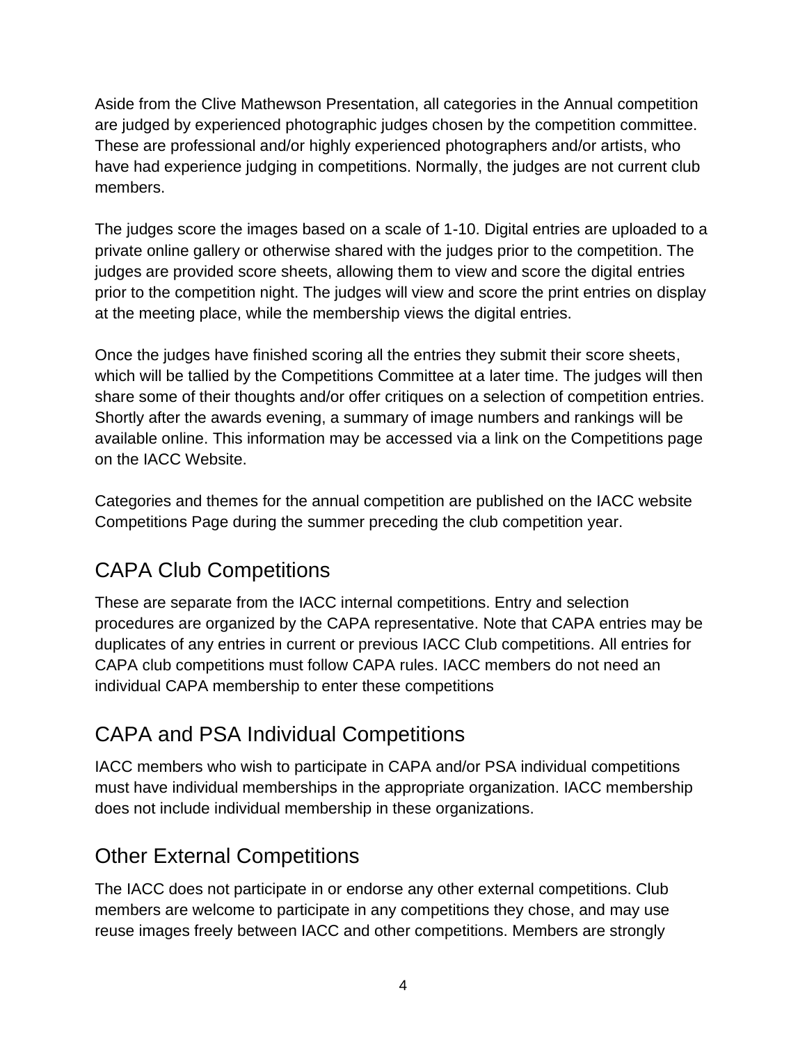Aside from the Clive Mathewson Presentation, all categories in the Annual competition are judged by experienced photographic judges chosen by the competition committee. These are professional and/or highly experienced photographers and/or artists, who have had experience judging in competitions. Normally, the judges are not current club members.

The judges score the images based on a scale of 1-10. Digital entries are uploaded to a private online gallery or otherwise shared with the judges prior to the competition. The judges are provided score sheets, allowing them to view and score the digital entries prior to the competition night. The judges will view and score the print entries on display at the meeting place, while the membership views the digital entries.

Once the judges have finished scoring all the entries they submit their score sheets, which will be tallied by the Competitions Committee at a later time. The judges will then share some of their thoughts and/or offer critiques on a selection of competition entries. Shortly after the awards evening, a summary of image numbers and rankings will be available online. This information may be accessed via a link on the Competitions page on the IACC Website.

Categories and themes for the annual competition are published on the IACC website Competitions Page during the summer preceding the club competition year.

## CAPA Club Competitions

These are separate from the IACC internal competitions. Entry and selection procedures are organized by the CAPA representative. Note that CAPA entries may be duplicates of any entries in current or previous IACC Club competitions. All entries for CAPA club competitions must follow CAPA rules. IACC members do not need an individual CAPA membership to enter these competitions

## CAPA and PSA Individual Competitions

IACC members who wish to participate in CAPA and/or PSA individual competitions must have individual memberships in the appropriate organization. IACC membership does not include individual membership in these organizations.

## Other External Competitions

The IACC does not participate in or endorse any other external competitions. Club members are welcome to participate in any competitions they chose, and may use reuse images freely between IACC and other competitions. Members are strongly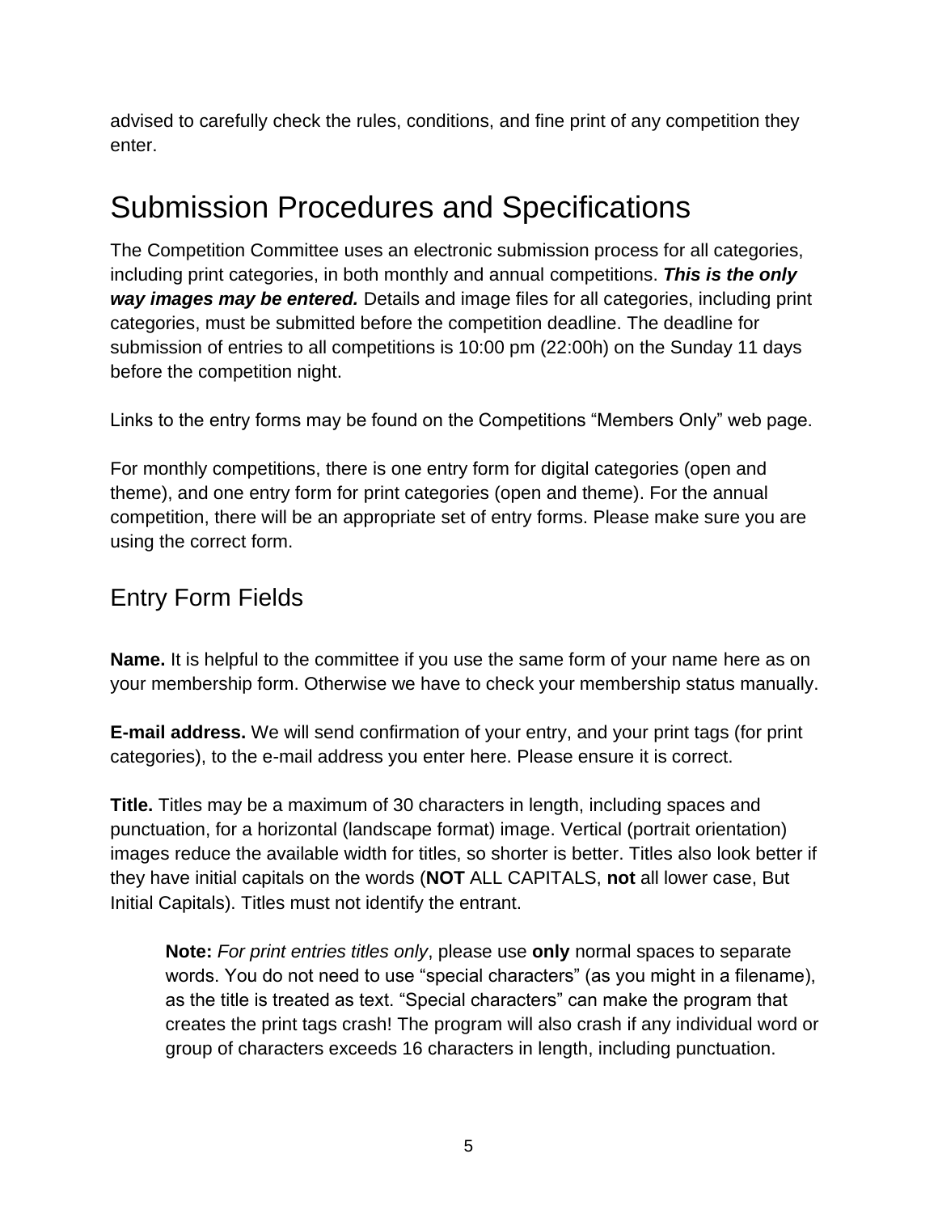advised to carefully check the rules, conditions, and fine print of any competition they enter.

# Submission Procedures and Specifications

The Competition Committee uses an electronic submission process for all categories, including print categories, in both monthly and annual competitions. ***This is the only way images may be entered.*** Details and image files for all categories, including print categories, must be submitted before the competition deadline. The deadline for submission of entries to all competitions is 10:00 pm (22:00h) on the Sunday 11 days before the competition night.

Links to the entry forms may be found on the Competitions "Members Only" web page.

For monthly competitions, there is one entry form for digital categories (open and theme), and one entry form for print categories (open and theme). For the annual competition, there will be an appropriate set of entry forms. Please make sure you are using the correct form.

## Entry Form Fields

**Name.** It is helpful to the committee if you use the same form of your name here as on your membership form. Otherwise we have to check your membership status manually.

**E-mail address.** We will send confirmation of your entry, and your print tags (for print categories), to the e-mail address you enter here. Please ensure it is correct.

**Title.** Titles may be a maximum of 30 characters in length, including spaces and punctuation, for a horizontal (landscape format) image. Vertical (portrait orientation) images reduce the available width for titles, so shorter is better. Titles also look better if they have initial capitals on the words (**NOT** ALL CAPITALS, **not** all lower case, But Initial Capitals). Titles must not identify the entrant.

> **Note:** *For print entries titles only*, please use **only** normal spaces to separate words. You do not need to use "special characters" (as you might in a filename), as the title is treated as text. "Special characters" can make the program that creates the print tags crash! The program will also crash if any individual word or group of characters exceeds 16 characters in length, including punctuation.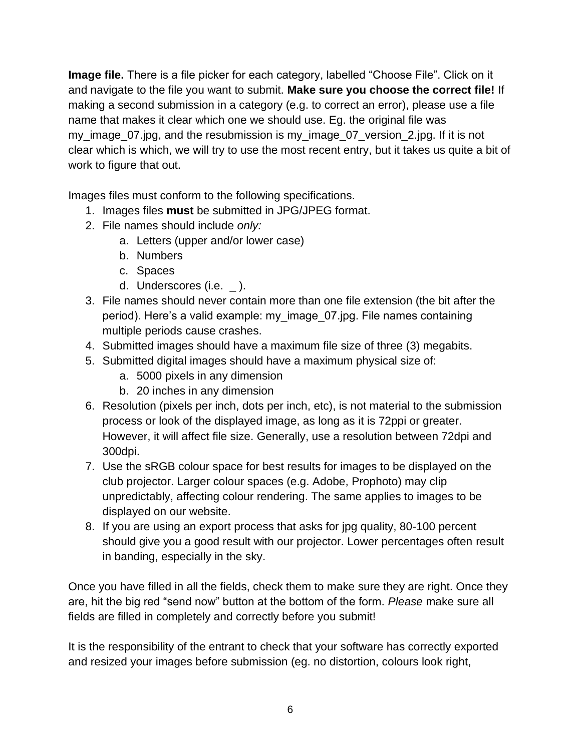**Image file.** There is a file picker for each category, labelled “Choose File”. Click on it and navigate to the file you want to submit. **Make sure you choose the correct file!** If making a second submission in a category (e.g. to correct an error), please use a file name that makes it clear which one we should use. Eg. the original file was my_image_07.jpg, and the resubmission is my_image_07_version_2.jpg. If it is not clear which is which, we will try to use the most recent entry, but it takes us quite a bit of work to figure that out.

Images files must conform to the following specifications.

1. Images files **must** be submitted in JPG/JPEG format.
2. File names should include *only:*
   a. Letters (upper and/or lower case)
   b. Numbers
   c. Spaces
   d. Underscores (i.e. _ ).
3. File names should never contain more than one file extension (the bit after the period). Here’s a valid example: my_image_07.jpg. File names containing multiple periods cause crashes.
4. Submitted images should have a maximum file size of three (3) megabits.
5. Submitted digital images should have a maximum physical size of:
   a. 5000 pixels in any dimension
   b. 20 inches in any dimension
6. Resolution (pixels per inch, dots per inch, etc), is not material to the submission process or look of the displayed image, as long as it is 72ppi or greater. However, it will affect file size. Generally, use a resolution between 72dpi and 300dpi.
7. Use the sRGB colour space for best results for images to be displayed on the club projector. Larger colour spaces (e.g. Adobe, Prophoto) may clip unpredictably, affecting colour rendering. The same applies to images to be displayed on our website.
8. If you are using an export process that asks for jpg quality, 80-100 percent should give you a good result with our projector. Lower percentages often result in banding, especially in the sky.

Once you have filled in all the fields, check them to make sure they are right. Once they are, hit the big red “send now” button at the bottom of the form. *Please* make sure all fields are filled in completely and correctly before you submit!

It is the responsibility of the entrant to check that your software has correctly exported and resized your images before submission (eg. no distortion, colours look right,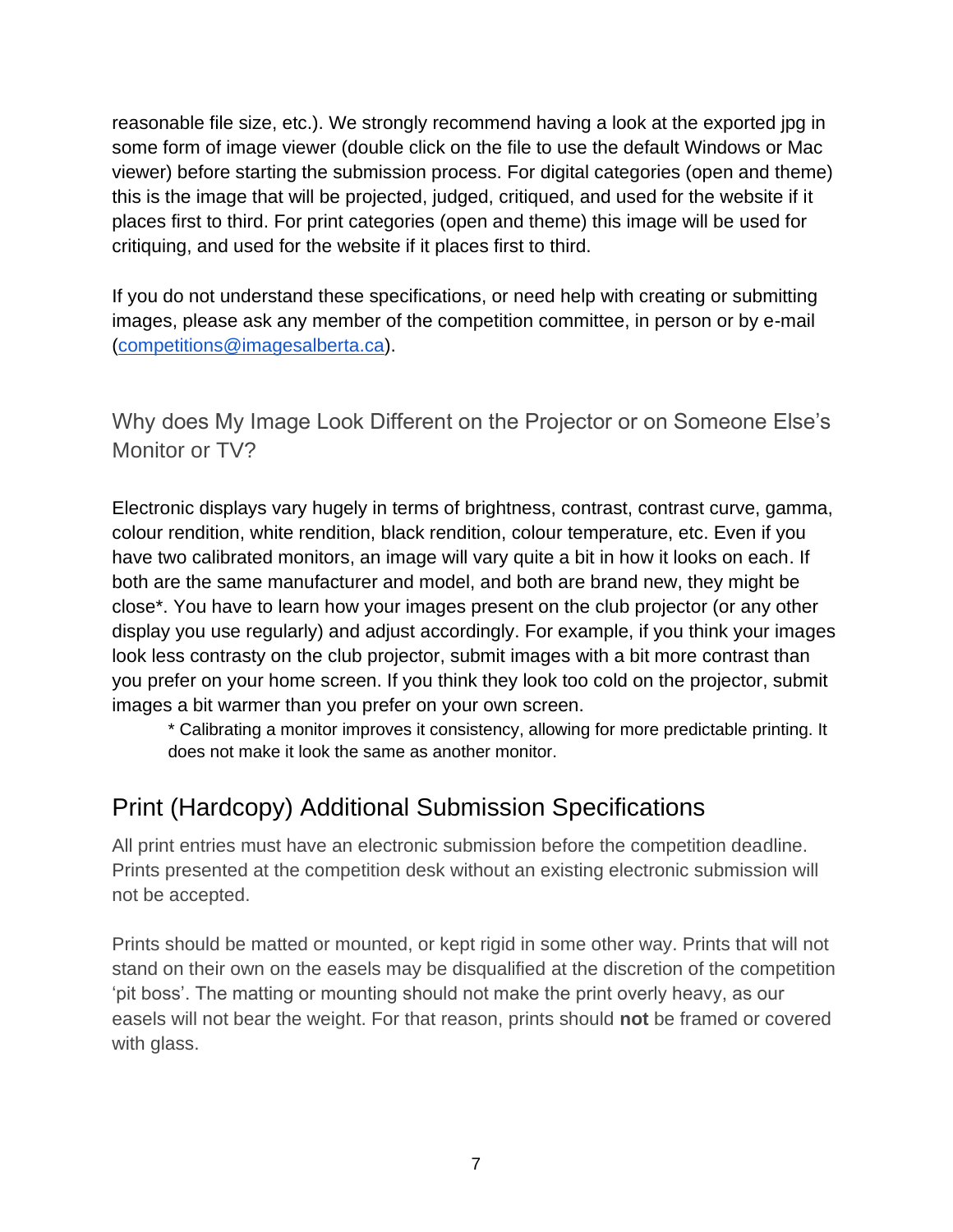reasonable file size, etc.). We strongly recommend having a look at the exported jpg in some form of image viewer (double click on the file to use the default Windows or Mac viewer) before starting the submission process. For digital categories (open and theme) this is the image that will be projected, judged, critiqued, and used for the website if it places first to third. For print categories (open and theme) this image will be used for critiquing, and used for the website if it places first to third.

If you do not understand these specifications, or need help with creating or submitting images, please ask any member of the competition committee, in person or by e-mail ([competitions@imagesalberta.ca](mailto:competitions@imagesalberta.ca)).

### Why does My Image Look Different on the Projector or on Someone Else's Monitor or TV?

Electronic displays vary hugely in terms of brightness, contrast, contrast curve, gamma, colour rendition, white rendition, black rendition, colour temperature, etc. Even if you have two calibrated monitors, an image will vary quite a bit in how it looks on each. If both are the same manufacturer and model, and both are brand new, they might be close*. You have to learn how your images present on the club projector (or any other display you use regularly) and adjust accordingly. For example, if you think your images look less contrasty on the club projector, submit images with a bit more contrast than you prefer on your home screen. If you think they look too cold on the projector, submit images a bit warmer than you prefer on your own screen.

> * Calibrating a monitor improves it consistency, allowing for more predictable printing. It does not make it look the same as another monitor.

## Print (Hardcopy) Additional Submission Specifications

All print entries must have an electronic submission before the competition deadline. Prints presented at the competition desk without an existing electronic submission will not be accepted.

Prints should be matted or mounted, or kept rigid in some other way. Prints that will not stand on their own on the easels may be disqualified at the discretion of the competition 'pit boss'. The matting or mounting should not make the print overly heavy, as our easels will not bear the weight. For that reason, prints should **not** be framed or covered with glass.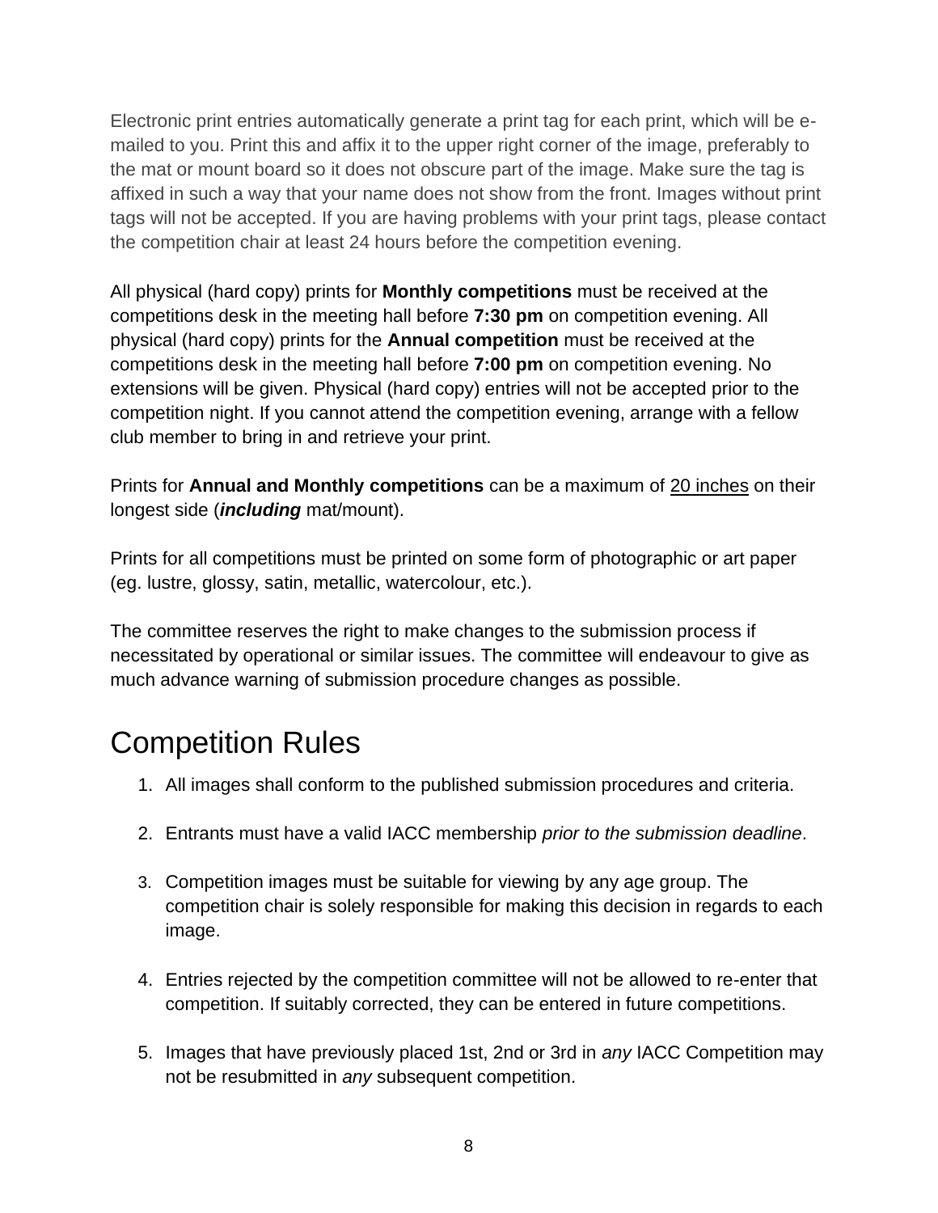Electronic print entries automatically generate a print tag for each print, which will be e-mailed to you. Print this and affix it to the upper right corner of the image, preferably to the mat or mount board so it does not obscure part of the image. Make sure the tag is affixed in such a way that your name does not show from the front. Images without print tags will not be accepted. If you are having problems with your print tags, please contact the competition chair at least 24 hours before the competition evening.

All physical (hard copy) prints for **Monthly competitions** must be received at the competitions desk in the meeting hall before **7:30 pm** on competition evening. All physical (hard copy) prints for the **Annual competition** must be received at the competitions desk in the meeting hall before **7:00 pm** on competition evening. No extensions will be given. Physical (hard copy) entries will not be accepted prior to the competition night. If you cannot attend the competition evening, arrange with a fellow club member to bring in and retrieve your print.

Prints for **Annual and Monthly competitions** can be a maximum of <u>20 inches</u> on their longest side (***including*** mat/mount).

Prints for all competitions must be printed on some form of photographic or art paper (eg. lustre, glossy, satin, metallic, watercolour, etc.).

The committee reserves the right to make changes to the submission process if necessitated by operational or similar issues. The committee will endeavour to give as much advance warning of submission procedure changes as possible.

# Competition Rules

1. All images shall conform to the published submission procedures and criteria.
2. Entrants must have a valid IACC membership *prior to the submission deadline*.
3. Competition images must be suitable for viewing by any age group. The competition chair is solely responsible for making this decision in regards to each image.
4. Entries rejected by the competition committee will not be allowed to re-enter that competition. If suitably corrected, they can be entered in future competitions.
5. Images that have previously placed 1st, 2nd or 3rd in *any* IACC Competition may not be resubmitted in *any* subsequent competition.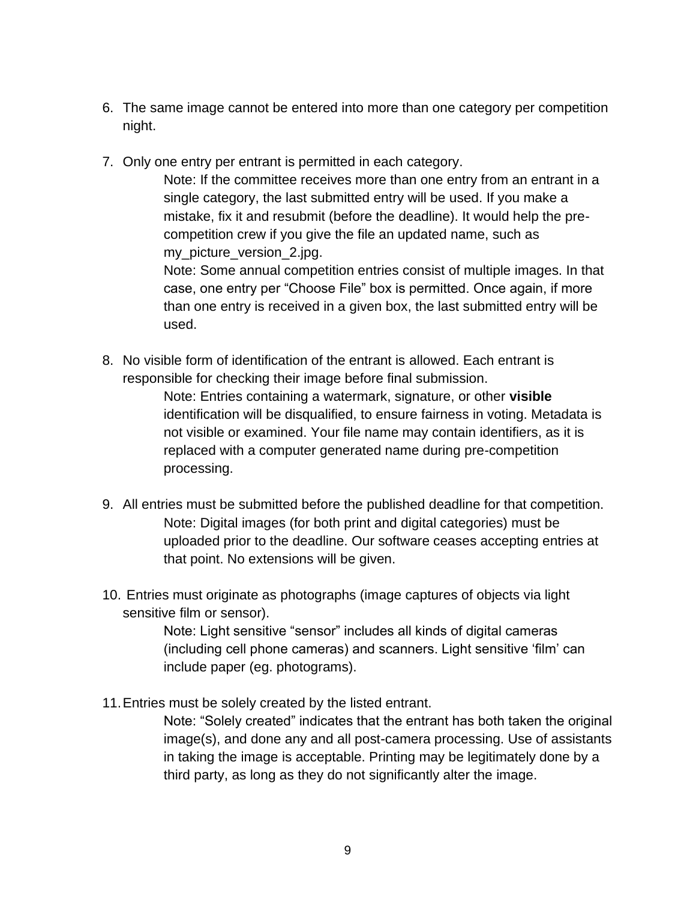6. The same image cannot be entered into more than one category per competition night.

7. Only one entry per entrant is permitted in each category.

    Note: If the committee receives more than one entry from an entrant in a single category, the last submitted entry will be used. If you make a mistake, fix it and resubmit (before the deadline). It would help the pre-competition crew if you give the file an updated name, such as my_picture_version_2.jpg.

    Note: Some annual competition entries consist of multiple images. In that case, one entry per "Choose File" box is permitted. Once again, if more than one entry is received in a given box, the last submitted entry will be used.

8. No visible form of identification of the entrant is allowed. Each entrant is responsible for checking their image before final submission.

    Note: Entries containing a watermark, signature, or other **visible** identification will be disqualified, to ensure fairness in voting. Metadata is not visible or examined. Your file name may contain identifiers, as it is replaced with a computer generated name during pre-competition processing.

9. All entries must be submitted before the published deadline for that competition.

    Note: Digital images (for both print and digital categories) must be uploaded prior to the deadline. Our software ceases accepting entries at that point. No extensions will be given.

10. Entries must originate as photographs (image captures of objects via light sensitive film or sensor).

    Note: Light sensitive "sensor" includes all kinds of digital cameras (including cell phone cameras) and scanners. Light sensitive 'film' can include paper (eg. photograms).

11. Entries must be solely created by the listed entrant.

    Note: "Solely created" indicates that the entrant has both taken the original image(s), and done any and all post-camera processing. Use of assistants in taking the image is acceptable. Printing may be legitimately done by a third party, as long as they do not significantly alter the image.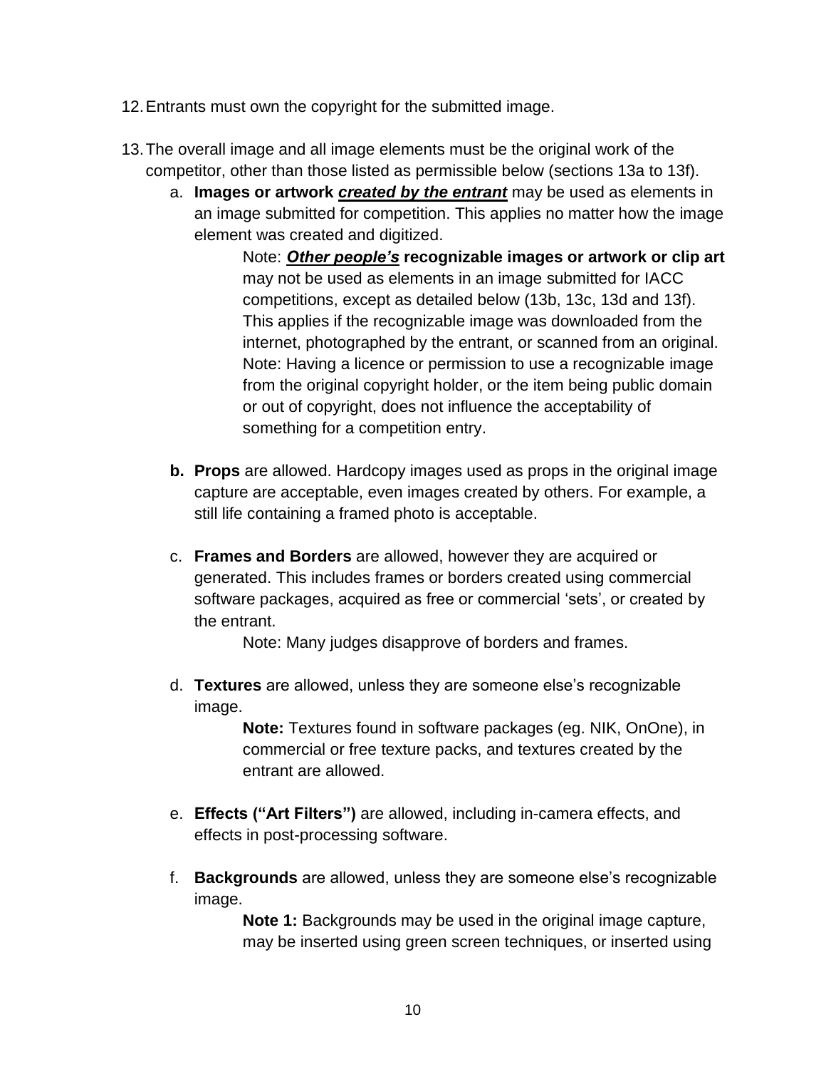12. Entrants must own the copyright for the submitted image.

13. The overall image and all image elements must be the original work of the competitor, other than those listed as permissible below (sections 13a to 13f).

    a. **Images or artwork *created by the entrant*** may be used as elements in an image submitted for competition. This applies no matter how the image element was created and digitized.

       Note: ***Other people's*** **recognizable images or artwork or clip art** may not be used as elements in an image submitted for IACC competitions, except as detailed below (13b, 13c, 13d and 13f). This applies if the recognizable image was downloaded from the internet, photographed by the entrant, or scanned from an original. Note: Having a licence or permission to use a recognizable image from the original copyright holder, or the item being public domain or out of copyright, does not influence the acceptability of something for a competition entry.

    **b. Props** are allowed. Hardcopy images used as props in the original image capture are acceptable, even images created by others. For example, a still life containing a framed photo is acceptable.

    c. **Frames and Borders** are allowed, however they are acquired or generated. This includes frames or borders created using commercial software packages, acquired as free or commercial 'sets', or created by the entrant.

       Note: Many judges disapprove of borders and frames.

    d. **Textures** are allowed, unless they are someone else's recognizable image.

       **Note:** Textures found in software packages (eg. NIK, OnOne), in commercial or free texture packs, and textures created by the entrant are allowed.

    e. **Effects ("Art Filters")** are allowed, including in-camera effects, and effects in post-processing software.

    f. **Backgrounds** are allowed, unless they are someone else's recognizable image.

       **Note 1:** Backgrounds may be used in the original image capture, may be inserted using green screen techniques, or inserted using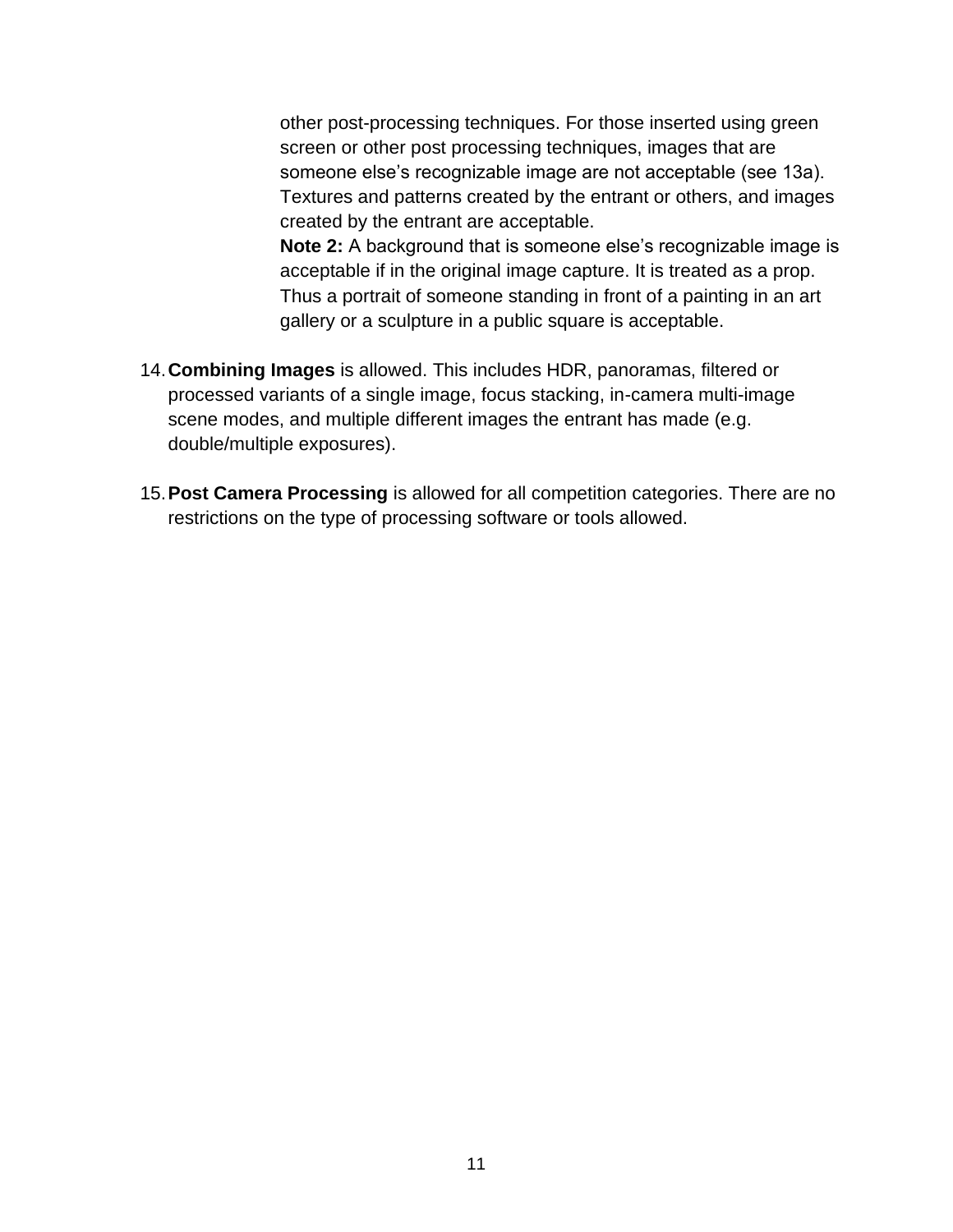other post-processing techniques. For those inserted using green screen or other post processing techniques, images that are someone else's recognizable image are not acceptable (see 13a). Textures and patterns created by the entrant or others, and images created by the entrant are acceptable.
**Note 2:** A background that is someone else's recognizable image is acceptable if in the original image capture. It is treated as a prop. Thus a portrait of someone standing in front of a painting in an art gallery or a sculpture in a public square is acceptable.

14. **Combining Images** is allowed. This includes HDR, panoramas, filtered or processed variants of a single image, focus stacking, in-camera multi-image scene modes, and multiple different images the entrant has made (e.g. double/multiple exposures).

15. **Post Camera Processing** is allowed for all competition categories. There are no restrictions on the type of processing software or tools allowed.